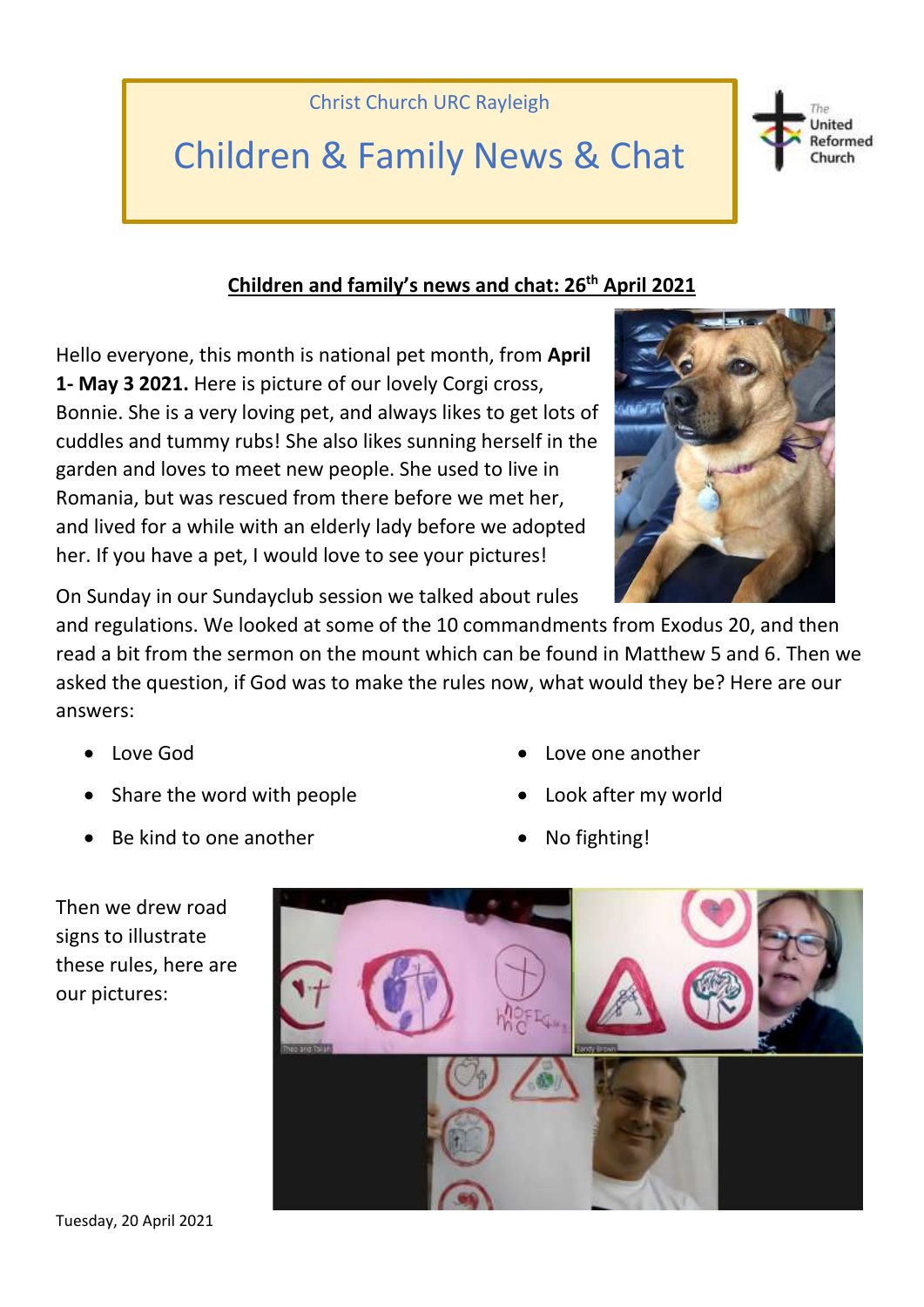Christ Church URC Rayleigh

# Children & Family News & Chat

## Children and family's news and chat: 26th April 2021

Hello everyone, this month is national pet month, from **April 1- May 3 2021.** Here is picture of our lovely Corgi cross, Bonnie. She is a very loving pet, and always likes to get lots of cuddles and tummy rubs! She also likes sunning herself in the garden and loves to meet new people. She used to live in Romania, but was rescued from there before we met her, and lived for a while with an elderly lady before we adopted her. If you have a pet, I would love to see your pictures!

On Sunday in our Sundayclub session we talked about rules and regulations. We looked at some of the 10 commandments from Exodus 20, and then read a bit from the sermon on the mount which can be found in Matthew 5 and 6. Then we asked the question, if God was to make the rules now, what would they be? Here are our answers:

- Love God
- Share the word with people
- Be kind to one another
- Love one another
- Look after my world
- No fighting!

Then we drew road signs to illustrate these rules, here are our pictures:

Tuesday, 20 April 2021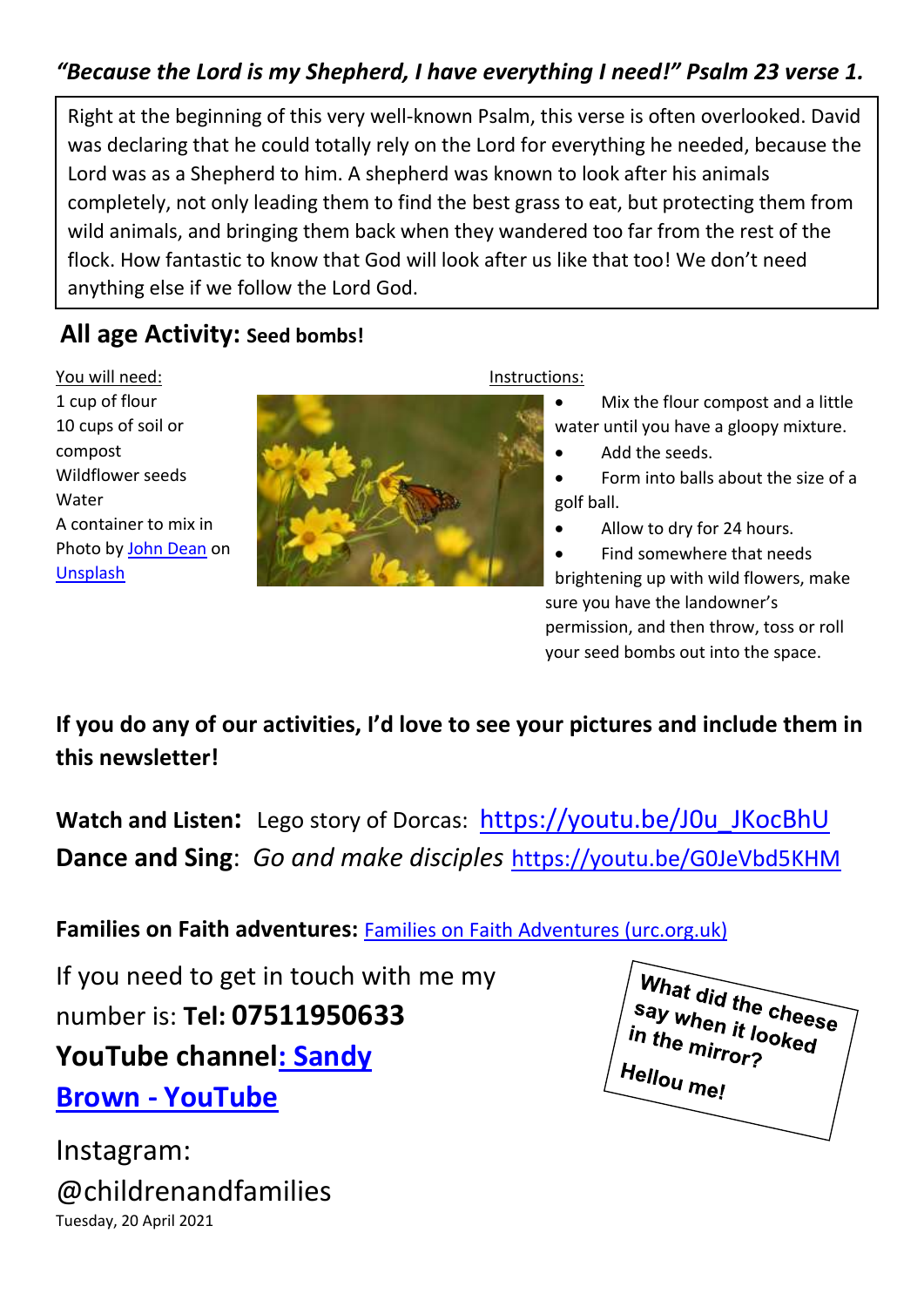***"Because the Lord is my Shepherd, I have everything I need!" Psalm 23 verse 1.***

Right at the beginning of this very well-known Psalm, this verse is often overlooked. David was declaring that he could totally rely on the Lord for everything he needed, because the Lord was as a Shepherd to him. A shepherd was known to look after his animals completely, not only leading them to find the best grass to eat, but protecting them from wild animals, and bringing them back when they wandered too far from the rest of the flock. How fantastic to know that God will look after us like that too! We don't need anything else if we follow the Lord God.

## All age Activity: Seed bombs!

You will need:

1 cup of flour
10 cups of soil or compost
Wildflower seeds
Water
A container to mix in

Photo by John Dean on Unsplash

Instructions:

- Mix the flour compost and a little water until you have a gloopy mixture.
- Add the seeds.
- Form into balls about the size of a golf ball.
- Allow to dry for 24 hours.
- Find somewhere that needs brightening up with wild flowers, make sure you have the landowner's permission, and then throw, toss or roll your seed bombs out into the space.

**If you do any of our activities, I'd love to see your pictures and include them in this newsletter!**

**Watch and Listen:** Lego story of Dorcas: https://youtu.be/J0u_JKocBhU

**Dance and Sing**: *Go and make disciples* https://youtu.be/G0JeVbd5KHM

**Families on Faith adventures:** Families on Faith Adventures (urc.org.uk)

If you need to get in touch with me my number is: **Tel: 07511950633**

**YouTube channel: Sandy Brown - YouTube**

Instagram: @childrenandfamilies

What did the cheese say when it looked in the mirror?
Hellou me!

Tuesday, 20 April 2021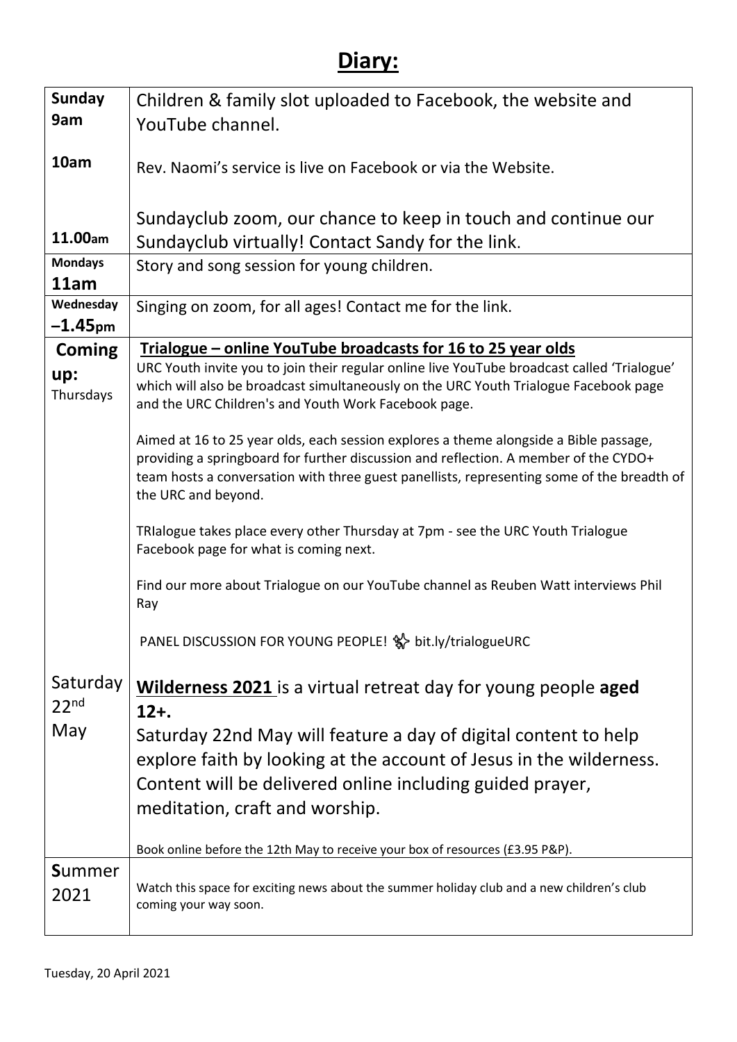# Diary:

| | |
|---|---|
| **Sunday 9am** | Children & family slot uploaded to Facebook, the website and YouTube channel. |
| **10am** | Rev. Naomi's service is live on Facebook or via the Website. |
| **11.00am** | Sundayclub zoom, our chance to keep in touch and continue our Sundayclub virtually! Contact Sandy for the link. |
| **Mondays 11am** | Story and song session for young children. |
| **Wednesday –1.45pm** | Singing on zoom, for all ages! Contact me for the link. |
| **Coming up:** Thursdays | **Trialogue – online YouTube broadcasts for 16 to 25 year olds**<br>URC Youth invite you to join their regular online live YouTube broadcast called 'Trialogue' which will also be broadcast simultaneously on the URC Youth Trialogue Facebook page and the URC Children's and Youth Work Facebook page.<br><br>Aimed at 16 to 25 year olds, each session explores a theme alongside a Bible passage, providing a springboard for further discussion and reflection. A member of the CYDO+ team hosts a conversation with three guest panellists, representing some of the breadth of the URC and beyond.<br><br>TRIalogue takes place every other Thursday at 7pm - see the URC Youth Trialogue Facebook page for what is coming next.<br><br>Find our more about Trialogue on our YouTube channel as Reuben Watt interviews Phil Ray<br><br>PANEL DISCUSSION FOR YOUNG PEOPLE! bit.ly/trialogueURC |
| Saturday 22nd May | **Wilderness 2021** is a virtual retreat day for young people **aged 12+.**<br>Saturday 22nd May will feature a day of digital content to help explore faith by looking at the account of Jesus in the wilderness. Content will be delivered online including guided prayer, meditation, craft and worship.<br><br>Book online before the 12th May to receive your box of resources (£3.95 P&P). |
| **S**ummer 2021 | Watch this space for exciting news about the summer holiday club and a new children's club coming your way soon. |

Tuesday, 20 April 2021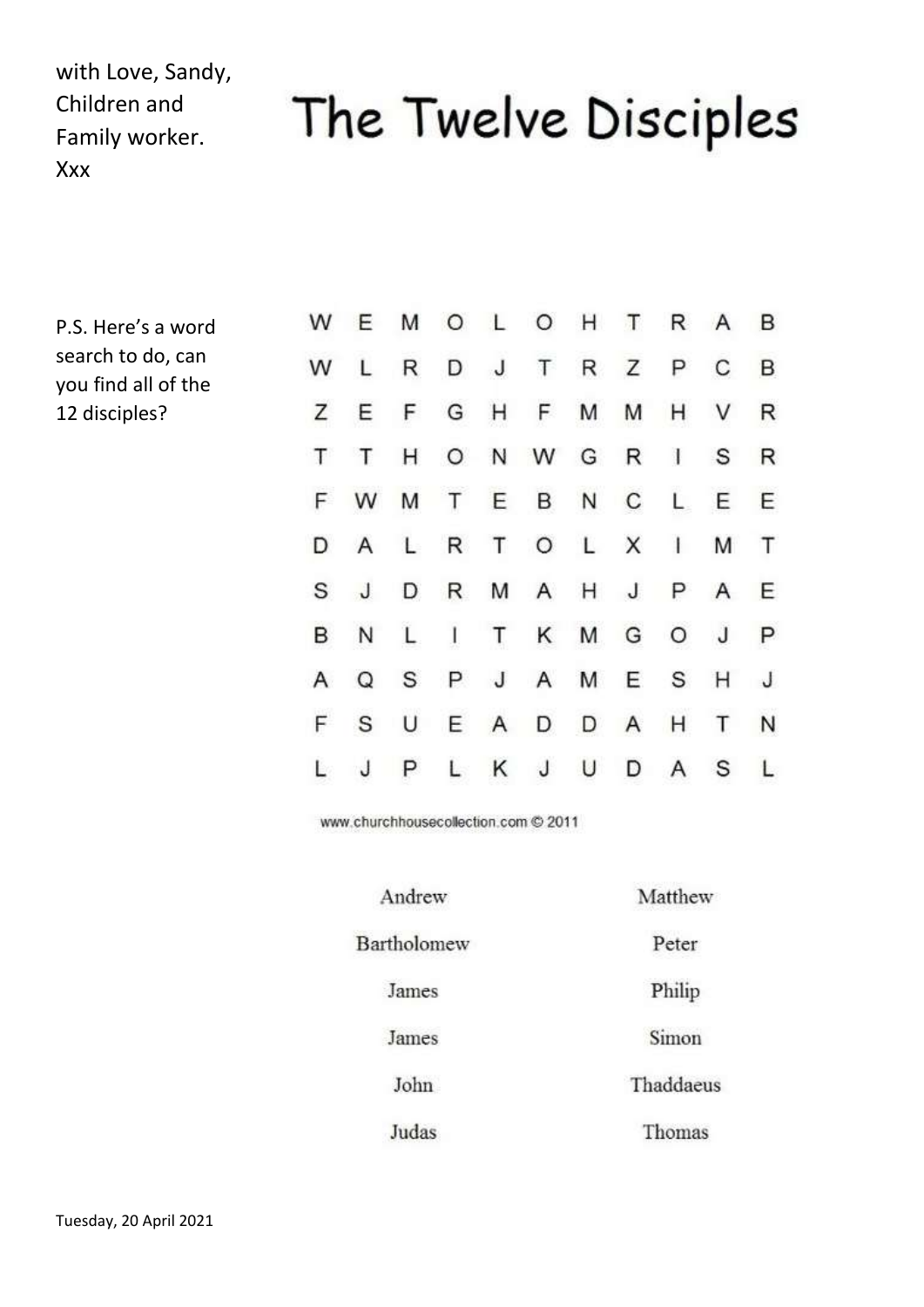with Love, Sandy, Children and Family worker. Xxx

# The Twelve Disciples

P.S. Here's a word search to do, can you find all of the 12 disciples?

| | | | | | | | | | | |
|---|---|---|---|---|---|---|---|---|---|---|
| W | E | M | O | L | O | H | T | R | A | B |
| W | L | R | D | J | T | R | Z | P | C | B |
| Z | E | F | G | H | F | M | M | H | V | R |
| T | T | H | O | N | W | G | R | I | S | R |
| F | W | M | T | E | B | N | C | L | E | E |
| D | A | L | R | T | O | L | X | I | M | T |
| S | J | D | R | M | A | H | J | P | A | E |
| B | N | L | I | T | K | M | G | O | J | P |
| A | Q | S | P | J | A | M | E | S | H | J |
| F | S | U | E | A | D | D | A | H | T | N |
| L | J | P | L | K | J | U | D | A | S | L |

www.churchhousecollection.com © 2011

| | |
|---|---|
| Andrew | Matthew |
| Bartholomew | Peter |
| James | Philip |
| James | Simon |
| John | Thaddaeus |
| Judas | Thomas |

Tuesday, 20 April 2021